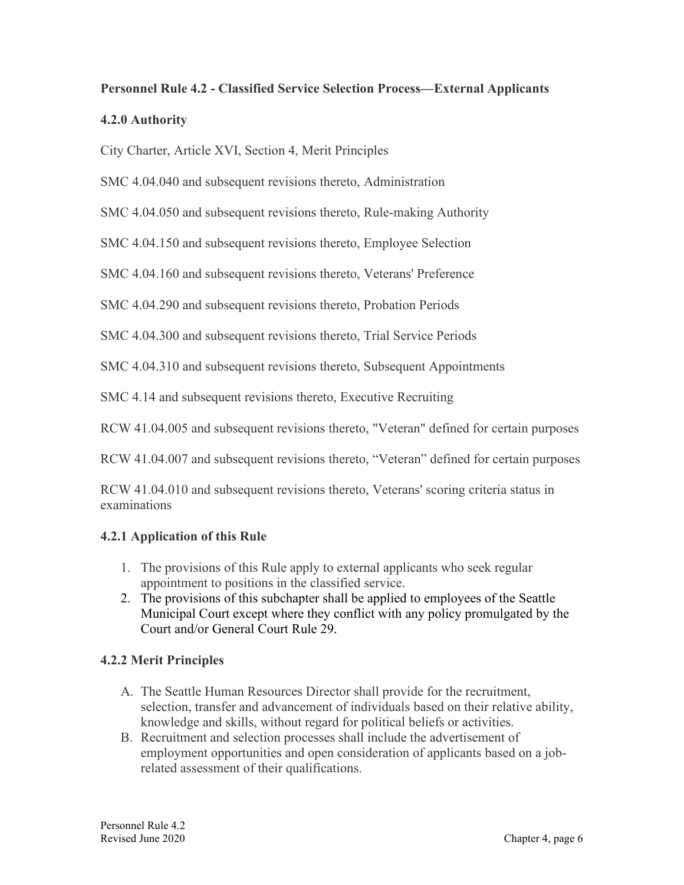## Personnel Rule 4.2 - Classified Service Selection Process—External Applicants

### 4.2.0 Authority

City Charter, Article XVI, Section 4, Merit Principles

SMC 4.04.040 and subsequent revisions thereto, Administration

SMC 4.04.050 and subsequent revisions thereto, Rule-making Authority

SMC 4.04.150 and subsequent revisions thereto, Employee Selection

SMC 4.04.160 and subsequent revisions thereto, Veterans' Preference

SMC 4.04.290 and subsequent revisions thereto, Probation Periods

SMC 4.04.300 and subsequent revisions thereto, Trial Service Periods

SMC 4.04.310 and subsequent revisions thereto, Subsequent Appointments

SMC 4.14 and subsequent revisions thereto, Executive Recruiting

RCW 41.04.005 and subsequent revisions thereto, "Veteran" defined for certain purposes

RCW 41.04.007 and subsequent revisions thereto, "Veteran" defined for certain purposes

RCW 41.04.010 and subsequent revisions thereto, Veterans' scoring criteria status in examinations

### 4.2.1 Application of this Rule

1. The provisions of this Rule apply to external applicants who seek regular appointment to positions in the classified service.
2. The provisions of this subchapter shall be applied to employees of the Seattle Municipal Court except where they conflict with any policy promulgated by the Court and/or General Court Rule 29.

### 4.2.2 Merit Principles

A. The Seattle Human Resources Director shall provide for the recruitment, selection, transfer and advancement of individuals based on their relative ability, knowledge and skills, without regard for political beliefs or activities.

B. Recruitment and selection processes shall include the advertisement of employment opportunities and open consideration of applicants based on a job-related assessment of their qualifications.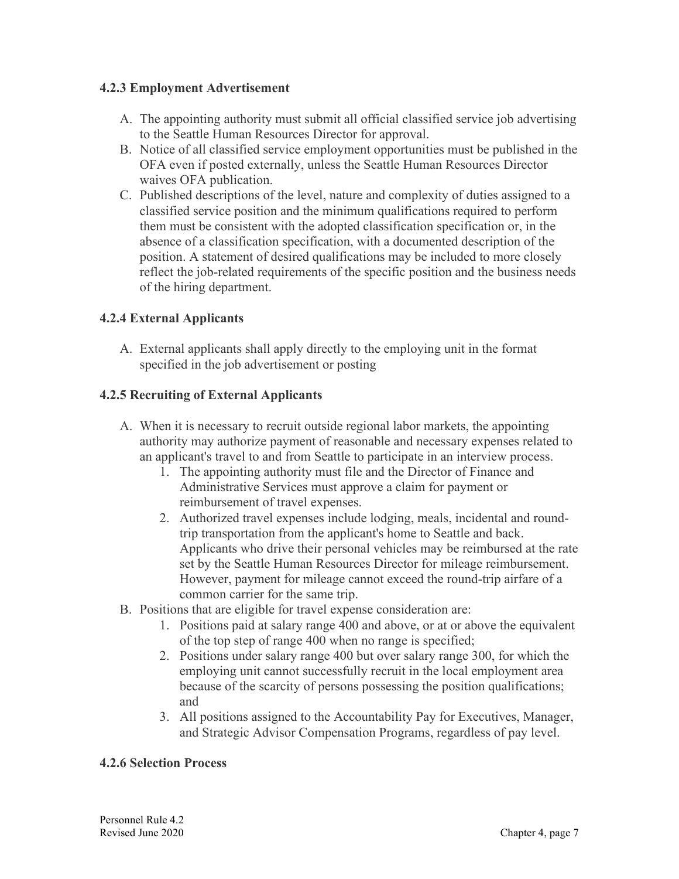### 4.2.3 Employment Advertisement

A. The appointing authority must submit all official classified service job advertising to the Seattle Human Resources Director for approval.
B. Notice of all classified service employment opportunities must be published in the OFA even if posted externally, unless the Seattle Human Resources Director waives OFA publication.
C. Published descriptions of the level, nature and complexity of duties assigned to a classified service position and the minimum qualifications required to perform them must be consistent with the adopted classification specification or, in the absence of a classification specification, with a documented description of the position. A statement of desired qualifications may be included to more closely reflect the job-related requirements of the specific position and the business needs of the hiring department.

### 4.2.4 External Applicants

A. External applicants shall apply directly to the employing unit in the format specified in the job advertisement or posting

### 4.2.5 Recruiting of External Applicants

A. When it is necessary to recruit outside regional labor markets, the appointing authority may authorize payment of reasonable and necessary expenses related to an applicant's travel to and from Seattle to participate in an interview process.
    1. The appointing authority must file and the Director of Finance and Administrative Services must approve a claim for payment or reimbursement of travel expenses.
    2. Authorized travel expenses include lodging, meals, incidental and round-trip transportation from the applicant's home to Seattle and back. Applicants who drive their personal vehicles may be reimbursed at the rate set by the Seattle Human Resources Director for mileage reimbursement. However, payment for mileage cannot exceed the round-trip airfare of a common carrier for the same trip.
B. Positions that are eligible for travel expense consideration are:
    1. Positions paid at salary range 400 and above, or at or above the equivalent of the top step of range 400 when no range is specified;
    2. Positions under salary range 400 but over salary range 300, for which the employing unit cannot successfully recruit in the local employment area because of the scarcity of persons possessing the position qualifications; and
    3. All positions assigned to the Accountability Pay for Executives, Manager, and Strategic Advisor Compensation Programs, regardless of pay level.

### 4.2.6 Selection Process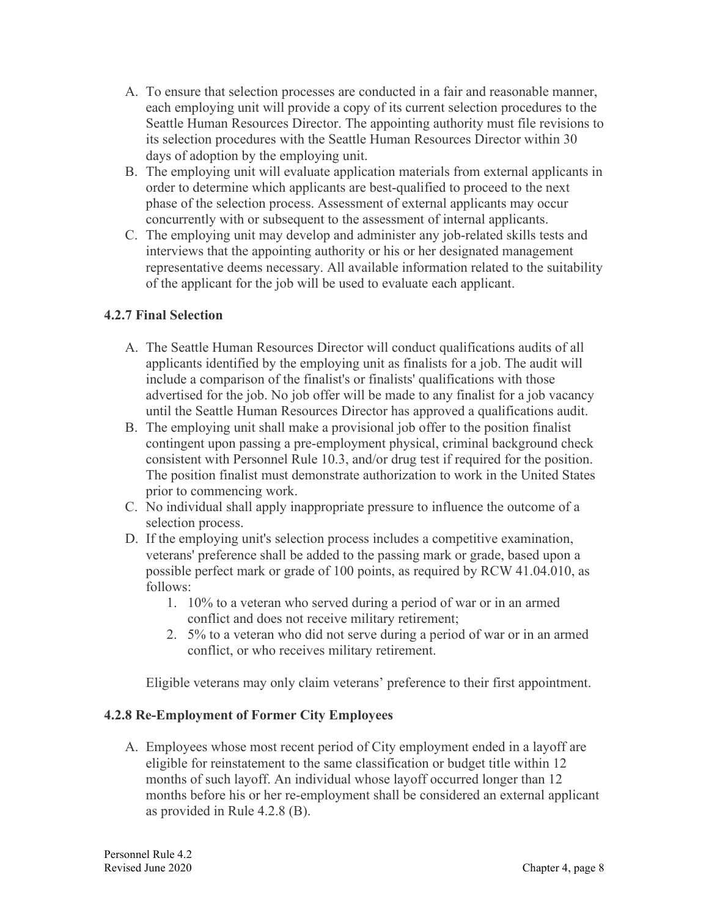A. To ensure that selection processes are conducted in a fair and reasonable manner, each employing unit will provide a copy of its current selection procedures to the Seattle Human Resources Director. The appointing authority must file revisions to its selection procedures with the Seattle Human Resources Director within 30 days of adoption by the employing unit.
B. The employing unit will evaluate application materials from external applicants in order to determine which applicants are best-qualified to proceed to the next phase of the selection process. Assessment of external applicants may occur concurrently with or subsequent to the assessment of internal applicants.
C. The employing unit may develop and administer any job-related skills tests and interviews that the appointing authority or his or her designated management representative deems necessary. All available information related to the suitability of the applicant for the job will be used to evaluate each applicant.

### 4.2.7 Final Selection

A. The Seattle Human Resources Director will conduct qualifications audits of all applicants identified by the employing unit as finalists for a job. The audit will include a comparison of the finalist's or finalists' qualifications with those advertised for the job. No job offer will be made to any finalist for a job vacancy until the Seattle Human Resources Director has approved a qualifications audit.
B. The employing unit shall make a provisional job offer to the position finalist contingent upon passing a pre-employment physical, criminal background check consistent with Personnel Rule 10.3, and/or drug test if required for the position. The position finalist must demonstrate authorization to work in the United States prior to commencing work.
C. No individual shall apply inappropriate pressure to influence the outcome of a selection process.
D. If the employing unit's selection process includes a competitive examination, veterans' preference shall be added to the passing mark or grade, based upon a possible perfect mark or grade of 100 points, as required by RCW 41.04.010, as follows:
    1. 10% to a veteran who served during a period of war or in an armed conflict and does not receive military retirement;
    2. 5% to a veteran who did not serve during a period of war or in an armed conflict, or who receives military retirement.

    Eligible veterans may only claim veterans' preference to their first appointment.

### 4.2.8 Re-Employment of Former City Employees

A. Employees whose most recent period of City employment ended in a layoff are eligible for reinstatement to the same classification or budget title within 12 months of such layoff. An individual whose layoff occurred longer than 12 months before his or her re-employment shall be considered an external applicant as provided in Rule 4.2.8 (B).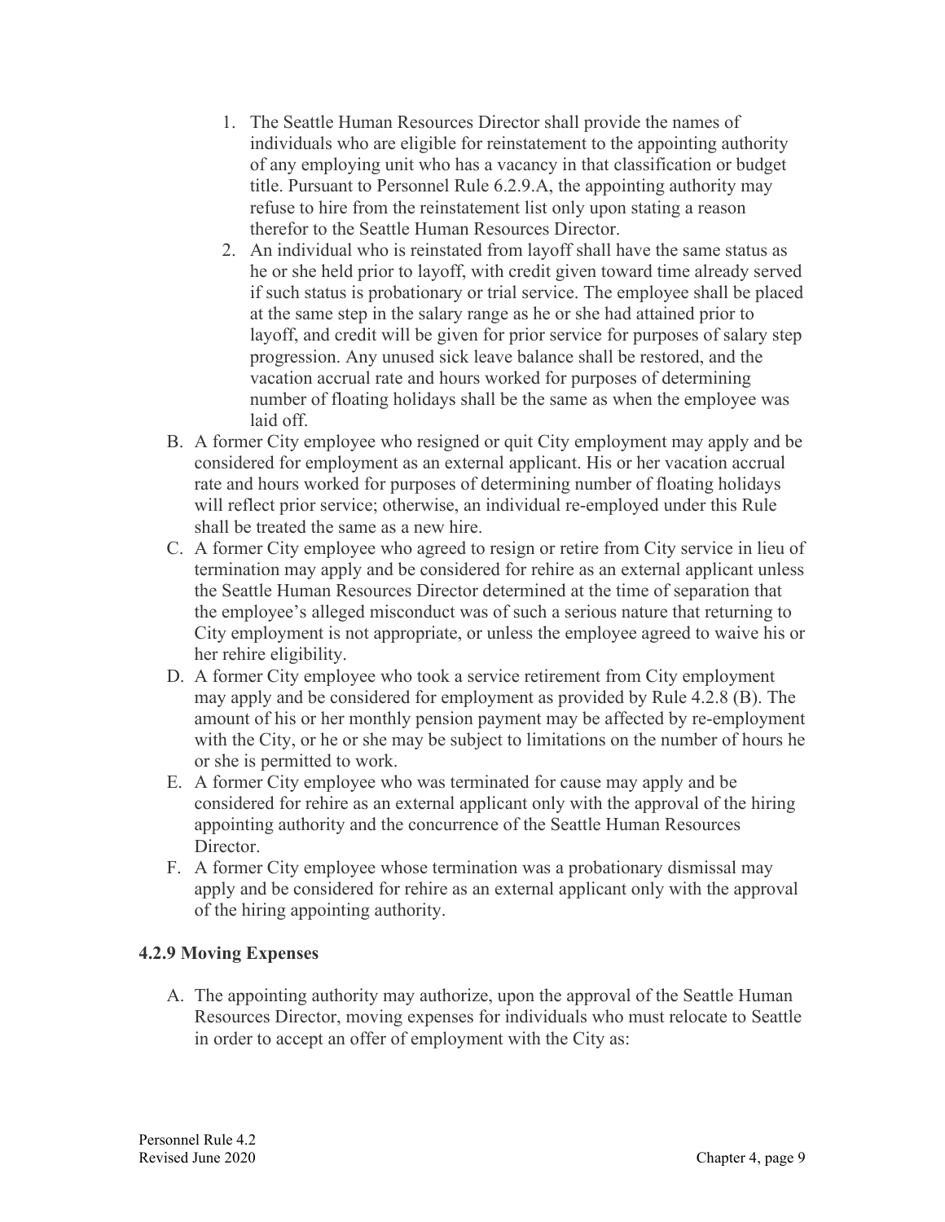1. The Seattle Human Resources Director shall provide the names of individuals who are eligible for reinstatement to the appointing authority of any employing unit who has a vacancy in that classification or budget title. Pursuant to Personnel Rule 6.2.9.A, the appointing authority may refuse to hire from the reinstatement list only upon stating a reason therefor to the Seattle Human Resources Director.
2. An individual who is reinstated from layoff shall have the same status as he or she held prior to layoff, with credit given toward time already served if such status is probationary or trial service. The employee shall be placed at the same step in the salary range as he or she had attained prior to layoff, and credit will be given for prior service for purposes of salary step progression. Any unused sick leave balance shall be restored, and the vacation accrual rate and hours worked for purposes of determining number of floating holidays shall be the same as when the employee was laid off.

B. A former City employee who resigned or quit City employment may apply and be considered for employment as an external applicant. His or her vacation accrual rate and hours worked for purposes of determining number of floating holidays will reflect prior service; otherwise, an individual re-employed under this Rule shall be treated the same as a new hire.

C. A former City employee who agreed to resign or retire from City service in lieu of termination may apply and be considered for rehire as an external applicant unless the Seattle Human Resources Director determined at the time of separation that the employee's alleged misconduct was of such a serious nature that returning to City employment is not appropriate, or unless the employee agreed to waive his or her rehire eligibility.

D. A former City employee who took a service retirement from City employment may apply and be considered for employment as provided by Rule 4.2.8 (B). The amount of his or her monthly pension payment may be affected by re-employment with the City, or he or she may be subject to limitations on the number of hours he or she is permitted to work.

E. A former City employee who was terminated for cause may apply and be considered for rehire as an external applicant only with the approval of the hiring appointing authority and the concurrence of the Seattle Human Resources Director.

F. A former City employee whose termination was a probationary dismissal may apply and be considered for rehire as an external applicant only with the approval of the hiring appointing authority.

### 4.2.9 Moving Expenses

A. The appointing authority may authorize, upon the approval of the Seattle Human Resources Director, moving expenses for individuals who must relocate to Seattle in order to accept an offer of employment with the City as: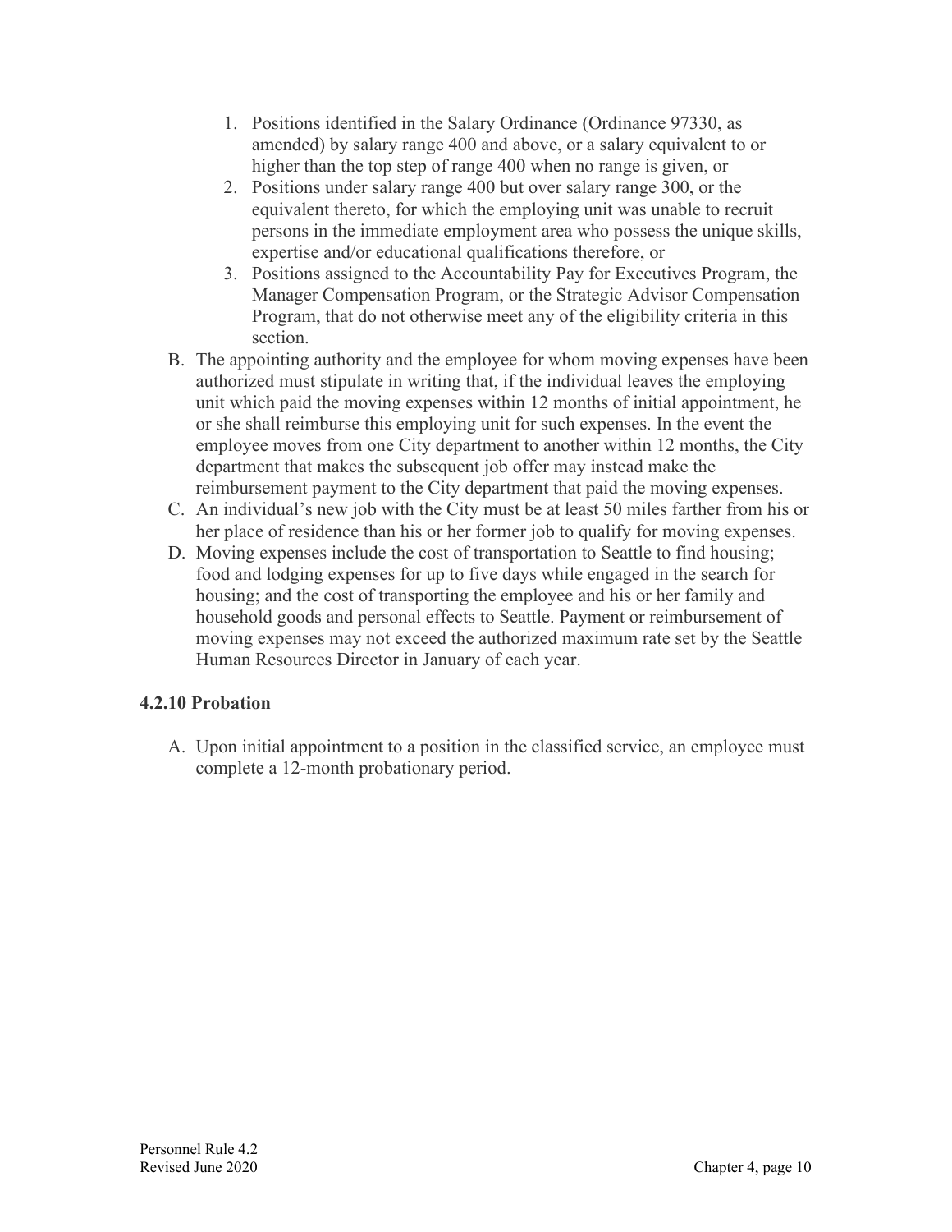1. Positions identified in the Salary Ordinance (Ordinance 97330, as amended) by salary range 400 and above, or a salary equivalent to or higher than the top step of range 400 when no range is given, or
2. Positions under salary range 400 but over salary range 300, or the equivalent thereto, for which the employing unit was unable to recruit persons in the immediate employment area who possess the unique skills, expertise and/or educational qualifications therefore, or
3. Positions assigned to the Accountability Pay for Executives Program, the Manager Compensation Program, or the Strategic Advisor Compensation Program, that do not otherwise meet any of the eligibility criteria in this section.

B. The appointing authority and the employee for whom moving expenses have been authorized must stipulate in writing that, if the individual leaves the employing unit which paid the moving expenses within 12 months of initial appointment, he or she shall reimburse this employing unit for such expenses. In the event the employee moves from one City department to another within 12 months, the City department that makes the subsequent job offer may instead make the reimbursement payment to the City department that paid the moving expenses.

C. An individual's new job with the City must be at least 50 miles farther from his or her place of residence than his or her former job to qualify for moving expenses.

D. Moving expenses include the cost of transportation to Seattle to find housing; food and lodging expenses for up to five days while engaged in the search for housing; and the cost of transporting the employee and his or her family and household goods and personal effects to Seattle. Payment or reimbursement of moving expenses may not exceed the authorized maximum rate set by the Seattle Human Resources Director in January of each year.

### 4.2.10 Probation

A. Upon initial appointment to a position in the classified service, an employee must complete a 12-month probationary period.